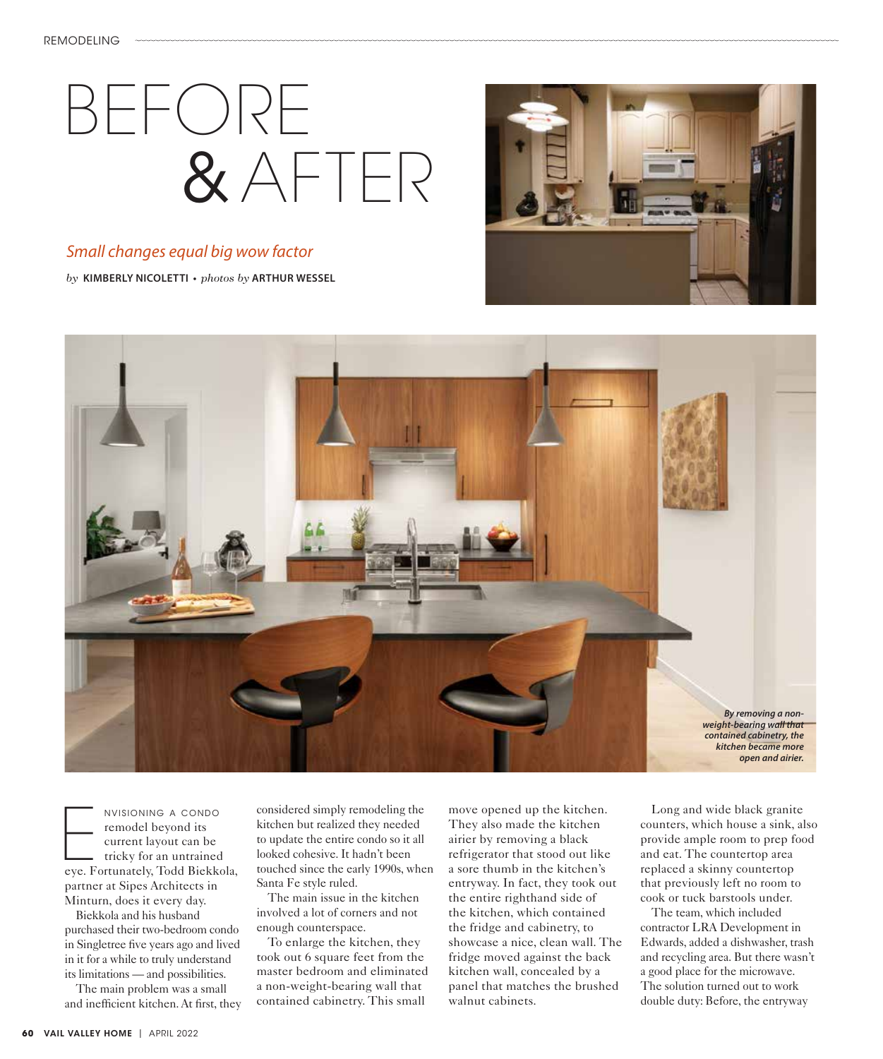# BEFORE & AFTER

*Small changes equal big wow factor*

*by* **KIMBERLY NICOLETTI** • *photos by* **ARTHUR WESSEL**

***By removing a non-weight-bearing wall that contained cabinetry, the kitchen became more open and airier.***

ENVISIONING A CONDO remodel beyond its current layout can be tricky for an untrained eye. Fortunately, Todd Biekkola, partner at Sipes Architects in Minturn, does it every day.

Biekkola and his husband purchased their two-bedroom condo in Singletree five years ago and lived in it for a while to truly understand its limitations — and possibilities.

The main problem was a small and inefficient kitchen. At first, they considered simply remodeling the kitchen but realized they needed to update the entire condo so it all looked cohesive. It hadn't been touched since the early 1990s, when Santa Fe style ruled.

The main issue in the kitchen involved a lot of corners and not enough counterspace.

To enlarge the kitchen, they took out 6 square feet from the master bedroom and eliminated a non-weight-bearing wall that contained cabinetry. This small move opened up the kitchen. They also made the kitchen airier by removing a black refrigerator that stood out like a sore thumb in the kitchen's entryway. In fact, they took out the entire righthand side of the kitchen, which contained the fridge and cabinetry, to showcase a nice, clean wall. The fridge moved against the back kitchen wall, concealed by a panel that matches the brushed walnut cabinets.

Long and wide black granite counters, which house a sink, also provide ample room to prep food and eat. The countertop area replaced a skinny countertop that previously left no room to cook or tuck barstools under.

The team, which included contractor LRA Development in Edwards, added a dishwasher, trash and recycling area. But there wasn't a good place for the microwave. The solution turned out to work double duty: Before, the entryway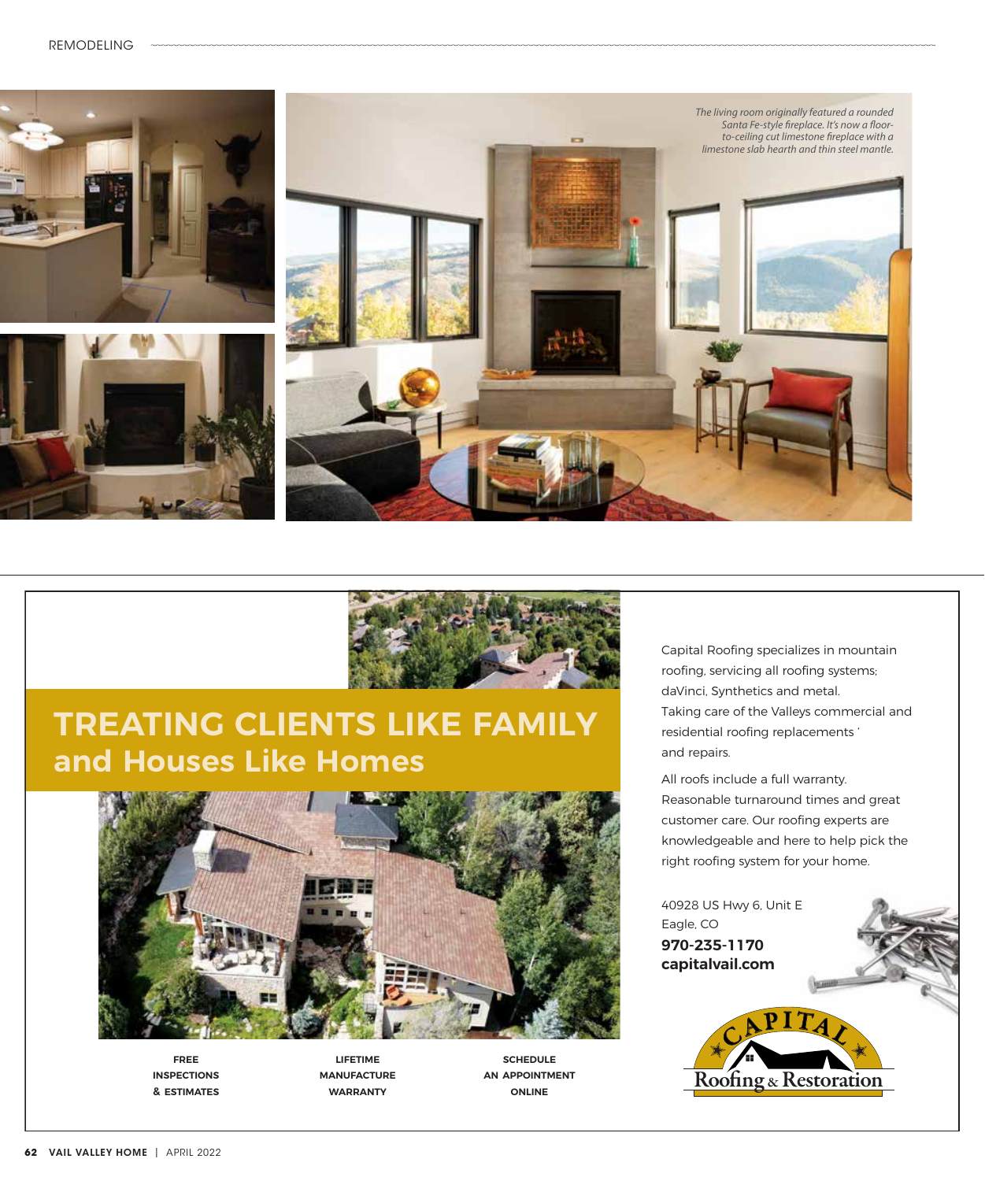*The living room originally featured a rounded Santa Fe-style fireplace. It's now a floor-to-ceiling cut limestone fireplace with a limestone slab hearth and thin steel mantle.*

---

## TREATING CLIENTS LIKE FAMILY and Houses Like Homes

Capital Roofing specializes in mountain roofing, servicing all roofing systems; daVinci, Synthetics and metal. Taking care of the Valleys commercial and residential roofing replacements ' and repairs.

All roofs include a full warranty. Reasonable turnaround times and great customer care. Our roofing experts are knowledgeable and here to help pick the right roofing system for your home.

40928 US Hwy 6, Unit E
Eagle, CO
**970-235-1170**
**capitalvail.com**

**FREE INSPECTIONS & ESTIMATES**

**LIFETIME MANUFACTURE WARRANTY**

**SCHEDULE AN APPOINTMENT ONLINE**

CAPITAL Roofing & Restoration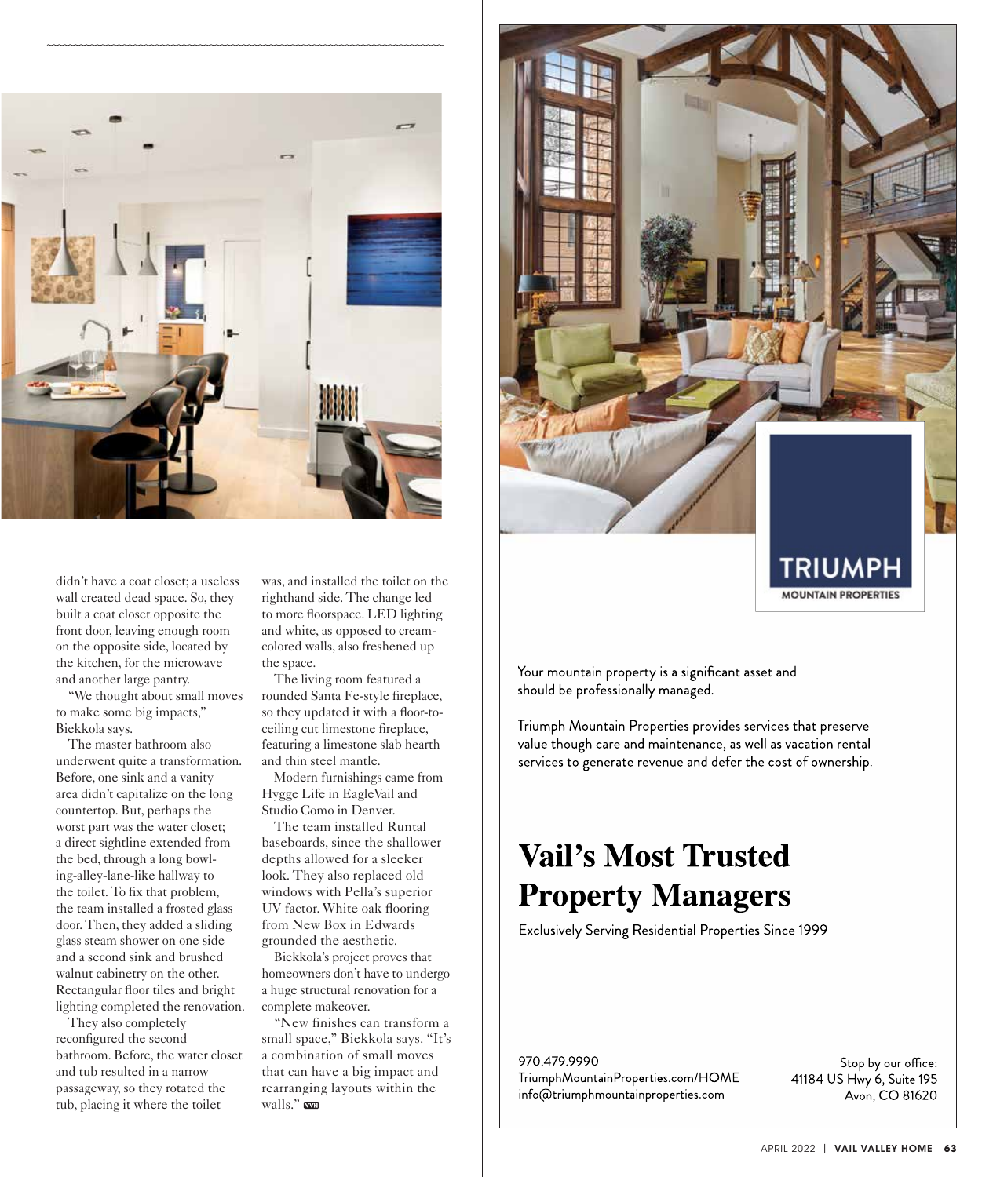didn't have a coat closet; a useless wall created dead space. So, they built a coat closet opposite the front door, leaving enough room on the opposite side, located by the kitchen, for the microwave and another large pantry.

"We thought about small moves to make some big impacts," Biekkola says.

The master bathroom also underwent quite a transformation. Before, one sink and a vanity area didn't capitalize on the long countertop. But, perhaps the worst part was the water closet; a direct sightline extended from the bed, through a long bowling-alley-lane-like hallway to the toilet. To fix that problem, the team installed a frosted glass door. Then, they added a sliding glass steam shower on one side and a second sink and brushed walnut cabinetry on the other. Rectangular floor tiles and bright lighting completed the renovation.

They also completely reconfigured the second bathroom. Before, the water closet and tub resulted in a narrow passageway, so they rotated the tub, placing it where the toilet was, and installed the toilet on the righthand side. The change led to more floorspace. LED lighting and white, as opposed to cream-colored walls, also freshened up the space.

The living room featured a rounded Santa Fe-style fireplace, so they updated it with a floor-to-ceiling cut limestone fireplace, featuring a limestone slab hearth and thin steel mantle.

Modern furnishings came from Hygge Life in EagleVail and Studio Como in Denver.

The team installed Runtal baseboards, since the shallower depths allowed for a sleeker look. They also replaced old windows with Pella's superior UV factor. White oak flooring from New Box in Edwards grounded the aesthetic.

Biekkola's project proves that homeowners don't have to undergo a huge structural renovation for a complete makeover.

"New finishes can transform a small space," Biekkola says. "It's a combination of small moves that can have a big impact and rearranging layouts within the walls." VVH

TRIUMPH
MOUNTAIN PROPERTIES

Your mountain property is a significant asset and should be professionally managed.

Triumph Mountain Properties provides services that preserve value though care and maintenance, as well as vacation rental services to generate revenue and defer the cost of ownership.

# Vail's Most Trusted Property Managers

Exclusively Serving Residential Properties Since 1999

970.479.9990
TriumphMountainProperties.com/HOME
info@triumphmountainproperties.com

Stop by our office:
41184 US Hwy 6, Suite 195
Avon, CO 81620